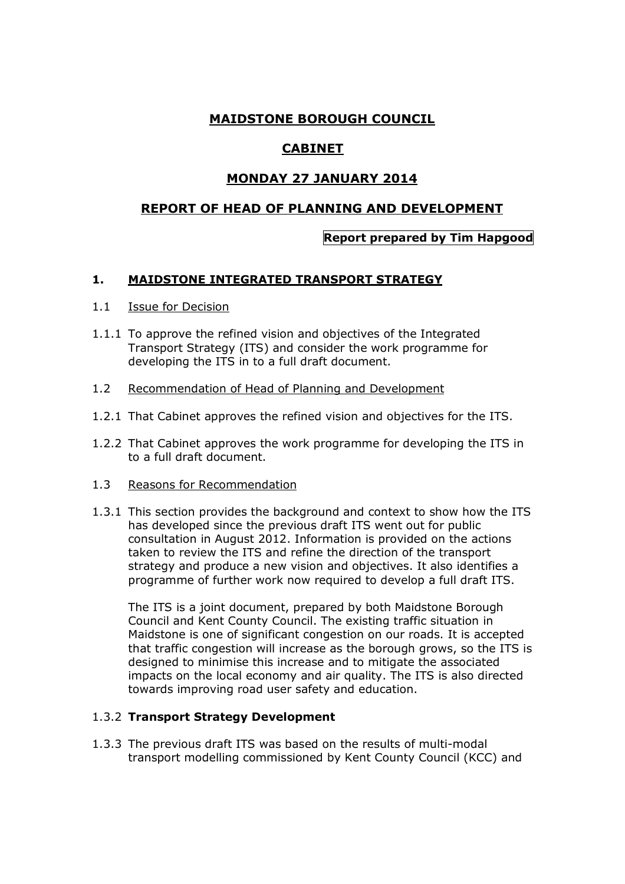# MAIDSTONE BOROUGH COUNCIL

# CABINET

# MONDAY 27 JANUARY 2014

# REPORT OF HEAD OF PLANNING AND DEVELOPMENT

**Report prepared by Tim Hapgood**

## 1. MAIDSTONE INTEGRATED TRANSPORT STRATEGY

### 1.1 Issue for Decision

1.1.1 To approve the refined vision and objectives of the Integrated Transport Strategy (ITS) and consider the work programme for developing the ITS in to a full draft document.

### 1.2 Recommendation of Head of Planning and Development

1.2.1 That Cabinet approves the refined vision and objectives for the ITS.

1.2.2 That Cabinet approves the work programme for developing the ITS in to a full draft document.

### 1.3 Reasons for Recommendation

1.3.1 This section provides the background and context to show how the ITS has developed since the previous draft ITS went out for public consultation in August 2012. Information is provided on the actions taken to review the ITS and refine the direction of the transport strategy and produce a new vision and objectives. It also identifies a programme of further work now required to develop a full draft ITS.

The ITS is a joint document, prepared by both Maidstone Borough Council and Kent County Council. The existing traffic situation in Maidstone is one of significant congestion on our roads. It is accepted that traffic congestion will increase as the borough grows, so the ITS is designed to minimise this increase and to mitigate the associated impacts on the local economy and air quality. The ITS is also directed towards improving road user safety and education.

1.3.2 **Transport Strategy Development**

1.3.3 The previous draft ITS was based on the results of multi-modal transport modelling commissioned by Kent County Council (KCC) and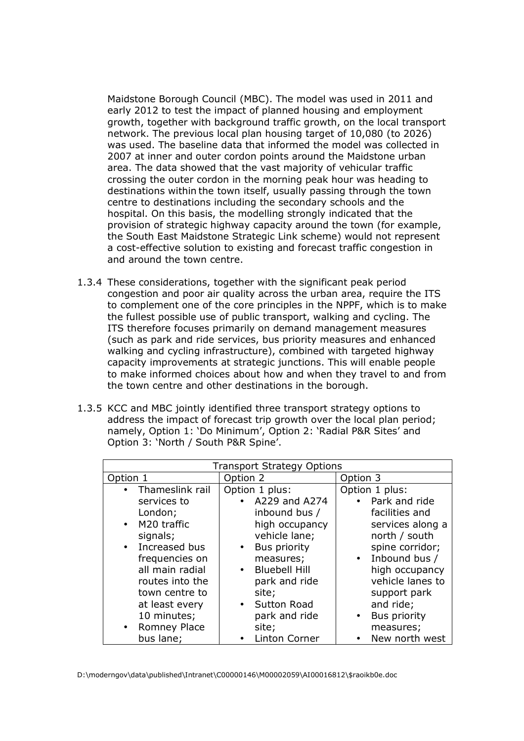Maidstone Borough Council (MBC). The model was used in 2011 and early 2012 to test the impact of planned housing and employment growth, together with background traffic growth, on the local transport network. The previous local plan housing target of 10,080 (to 2026) was used. The baseline data that informed the model was collected in 2007 at inner and outer cordon points around the Maidstone urban area. The data showed that the vast majority of vehicular traffic crossing the outer cordon in the morning peak hour was heading to destinations within the town itself, usually passing through the town centre to destinations including the secondary schools and the hospital. On this basis, the modelling strongly indicated that the provision of strategic highway capacity around the town (for example, the South East Maidstone Strategic Link scheme) would not represent a cost-effective solution to existing and forecast traffic congestion in and around the town centre.

1.3.4 These considerations, together with the significant peak period congestion and poor air quality across the urban area, require the ITS to complement one of the core principles in the NPPF, which is to make the fullest possible use of public transport, walking and cycling. The ITS therefore focuses primarily on demand management measures (such as park and ride services, bus priority measures and enhanced walking and cycling infrastructure), combined with targeted highway capacity improvements at strategic junctions. This will enable people to make informed choices about how and when they travel to and from the town centre and other destinations in the borough.

1.3.5 KCC and MBC jointly identified three transport strategy options to address the impact of forecast trip growth over the local plan period; namely, Option 1: 'Do Minimum', Option 2: 'Radial P&R Sites' and Option 3: 'North / South P&R Spine'.

| Transport Strategy Options | | |
|---|---|---|
| Option 1 | Option 2 | Option 3 |
| • Thameslink rail services to London;<br>• M20 traffic signals;<br>• Increased bus frequencies on all main radial routes into the town centre to at least every 10 minutes;<br>• Romney Place bus lane; | Option 1 plus:<br>• A229 and A274 inbound bus / high occupancy vehicle lane;<br>• Bus priority measures;<br>• Bluebell Hill park and ride site;<br>• Sutton Road park and ride site;<br>• Linton Corner | Option 1 plus:<br>• Park and ride facilities and services along a north / south spine corridor;<br>• Inbound bus / high occupancy vehicle lanes to support park and ride;<br>• Bus priority measures;<br>• New north west |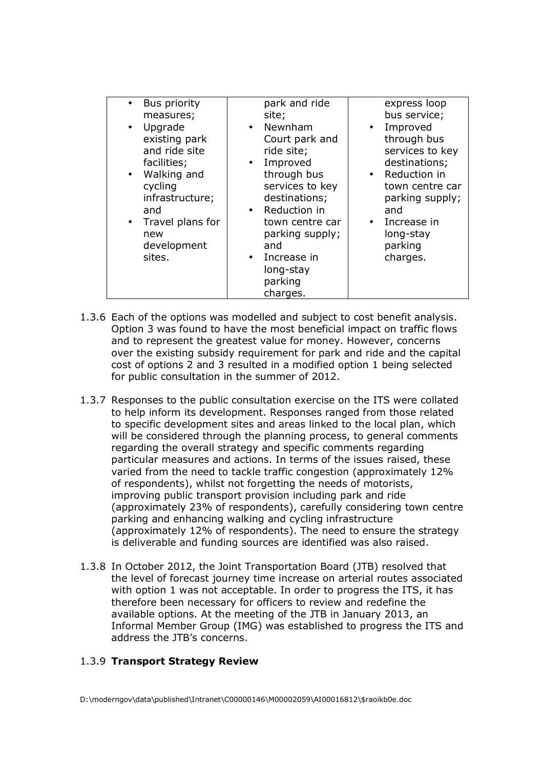| | | |
|---|---|---|
| • Bus priority measures;<br>• Upgrade existing park and ride site facilities;<br>• Walking and cycling infrastructure; and<br>• Travel plans for new development sites. | park and ride site;<br>• Newnham Court park and ride site;<br>• Improved through bus services to key destinations;<br>• Reduction in town centre car parking supply; and<br>• Increase in long-stay parking charges. | express loop bus service;<br>• Improved through bus services to key destinations;<br>• Reduction in town centre car parking supply; and<br>• Increase in long-stay parking charges. |

1.3.6 Each of the options was modelled and subject to cost benefit analysis. Option 3 was found to have the most beneficial impact on traffic flows and to represent the greatest value for money. However, concerns over the existing subsidy requirement for park and ride and the capital cost of options 2 and 3 resulted in a modified option 1 being selected for public consultation in the summer of 2012.

1.3.7 Responses to the public consultation exercise on the ITS were collated to help inform its development. Responses ranged from those related to specific development sites and areas linked to the local plan, which will be considered through the planning process, to general comments regarding the overall strategy and specific comments regarding particular measures and actions. In terms of the issues raised, these varied from the need to tackle traffic congestion (approximately 12% of respondents), whilst not forgetting the needs of motorists, improving public transport provision including park and ride (approximately 23% of respondents), carefully considering town centre parking and enhancing walking and cycling infrastructure (approximately 12% of respondents). The need to ensure the strategy is deliverable and funding sources are identified was also raised.

1.3.8 In October 2012, the Joint Transportation Board (JTB) resolved that the level of forecast journey time increase on arterial routes associated with option 1 was not acceptable. In order to progress the ITS, it has therefore been necessary for officers to review and redefine the available options. At the meeting of the JTB in January 2013, an Informal Member Group (IMG) was established to progress the ITS and address the JTB's concerns.

1.3.9 **Transport Strategy Review**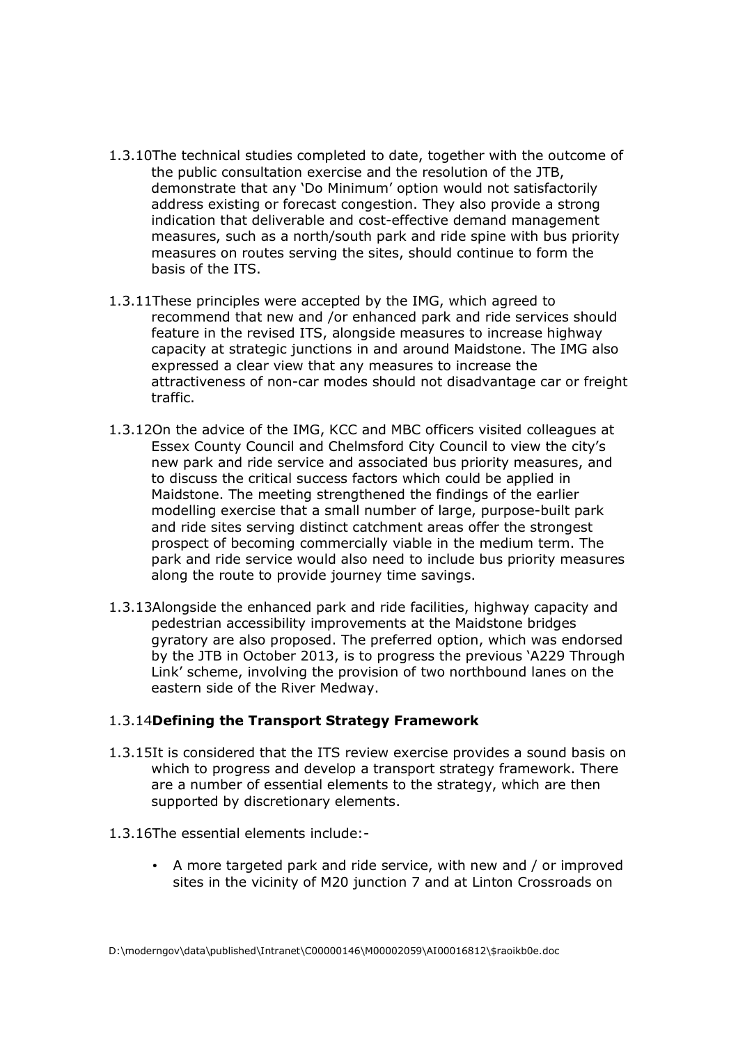1.3.10 The technical studies completed to date, together with the outcome of the public consultation exercise and the resolution of the JTB, demonstrate that any 'Do Minimum' option would not satisfactorily address existing or forecast congestion. They also provide a strong indication that deliverable and cost-effective demand management measures, such as a north/south park and ride spine with bus priority measures on routes serving the sites, should continue to form the basis of the ITS.

1.3.11 These principles were accepted by the IMG, which agreed to recommend that new and /or enhanced park and ride services should feature in the revised ITS, alongside measures to increase highway capacity at strategic junctions in and around Maidstone. The IMG also expressed a clear view that any measures to increase the attractiveness of non-car modes should not disadvantage car or freight traffic.

1.3.12 On the advice of the IMG, KCC and MBC officers visited colleagues at Essex County Council and Chelmsford City Council to view the city's new park and ride service and associated bus priority measures, and to discuss the critical success factors which could be applied in Maidstone. The meeting strengthened the findings of the earlier modelling exercise that a small number of large, purpose-built park and ride sites serving distinct catchment areas offer the strongest prospect of becoming commercially viable in the medium term. The park and ride service would also need to include bus priority measures along the route to provide journey time savings.

1.3.13 Alongside the enhanced park and ride facilities, highway capacity and pedestrian accessibility improvements at the Maidstone bridges gyratory are also proposed. The preferred option, which was endorsed by the JTB in October 2013, is to progress the previous 'A229 Through Link' scheme, involving the provision of two northbound lanes on the eastern side of the River Medway.

1.3.14 **Defining the Transport Strategy Framework**

1.3.15 It is considered that the ITS review exercise provides a sound basis on which to progress and develop a transport strategy framework. There are a number of essential elements to the strategy, which are then supported by discretionary elements.

1.3.16 The essential elements include:-

- A more targeted park and ride service, with new and / or improved sites in the vicinity of M20 junction 7 and at Linton Crossroads on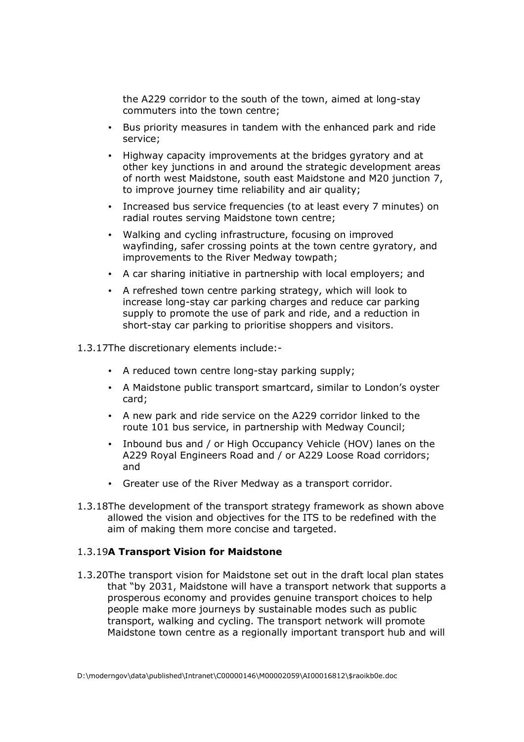the A229 corridor to the south of the town, aimed at long-stay commuters into the town centre;

- Bus priority measures in tandem with the enhanced park and ride service;
- Highway capacity improvements at the bridges gyratory and at other key junctions in and around the strategic development areas of north west Maidstone, south east Maidstone and M20 junction 7, to improve journey time reliability and air quality;
- Increased bus service frequencies (to at least every 7 minutes) on radial routes serving Maidstone town centre;
- Walking and cycling infrastructure, focusing on improved wayfinding, safer crossing points at the town centre gyratory, and improvements to the River Medway towpath;
- A car sharing initiative in partnership with local employers; and
- A refreshed town centre parking strategy, which will look to increase long-stay car parking charges and reduce car parking supply to promote the use of park and ride, and a reduction in short-stay car parking to prioritise shoppers and visitors.

1.3.17The discretionary elements include:-

- A reduced town centre long-stay parking supply;
- A Maidstone public transport smartcard, similar to London's oyster card;
- A new park and ride service on the A229 corridor linked to the route 101 bus service, in partnership with Medway Council;
- Inbound bus and / or High Occupancy Vehicle (HOV) lanes on the A229 Royal Engineers Road and / or A229 Loose Road corridors; and
- Greater use of the River Medway as a transport corridor.

1.3.18The development of the transport strategy framework as shown above allowed the vision and objectives for the ITS to be redefined with the aim of making them more concise and targeted.

1.3.19**A Transport Vision for Maidstone**

1.3.20The transport vision for Maidstone set out in the draft local plan states that "by 2031, Maidstone will have a transport network that supports a prosperous economy and provides genuine transport choices to help people make more journeys by sustainable modes such as public transport, walking and cycling. The transport network will promote Maidstone town centre as a regionally important transport hub and will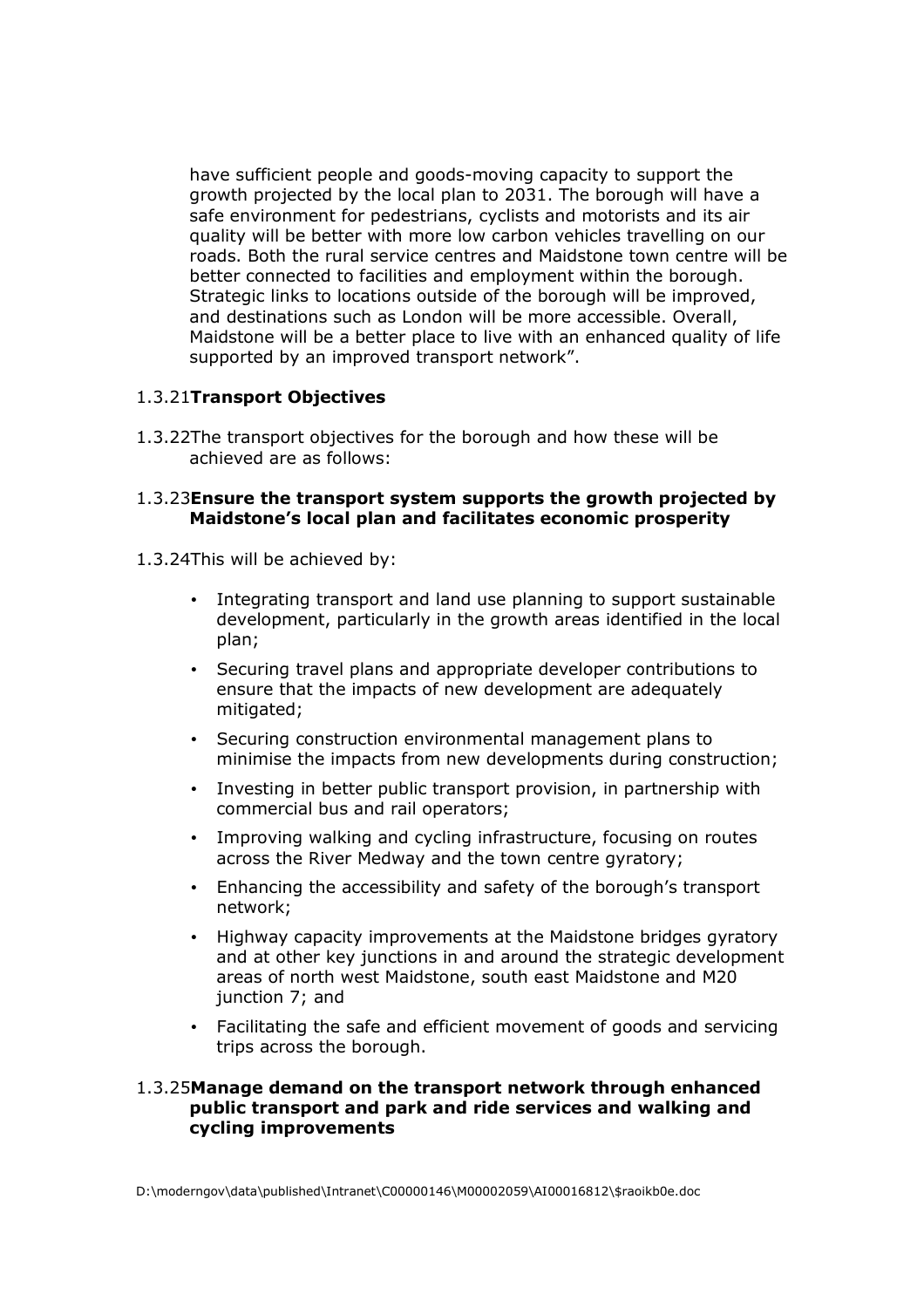have sufficient people and goods-moving capacity to support the growth projected by the local plan to 2031. The borough will have a safe environment for pedestrians, cyclists and motorists and its air quality will be better with more low carbon vehicles travelling on our roads. Both the rural service centres and Maidstone town centre will be better connected to facilities and employment within the borough. Strategic links to locations outside of the borough will be improved, and destinations such as London will be more accessible. Overall, Maidstone will be a better place to live with an enhanced quality of life supported by an improved transport network".

1.3.21 **Transport Objectives**

1.3.22 The transport objectives for the borough and how these will be achieved are as follows:

1.3.23 **Ensure the transport system supports the growth projected by Maidstone's local plan and facilitates economic prosperity**

1.3.24 This will be achieved by:

- Integrating transport and land use planning to support sustainable development, particularly in the growth areas identified in the local plan;
- Securing travel plans and appropriate developer contributions to ensure that the impacts of new development are adequately mitigated;
- Securing construction environmental management plans to minimise the impacts from new developments during construction;
- Investing in better public transport provision, in partnership with commercial bus and rail operators;
- Improving walking and cycling infrastructure, focusing on routes across the River Medway and the town centre gyratory;
- Enhancing the accessibility and safety of the borough's transport network;
- Highway capacity improvements at the Maidstone bridges gyratory and at other key junctions in and around the strategic development areas of north west Maidstone, south east Maidstone and M20 junction 7; and
- Facilitating the safe and efficient movement of goods and servicing trips across the borough.

1.3.25 **Manage demand on the transport network through enhanced public transport and park and ride services and walking and cycling improvements**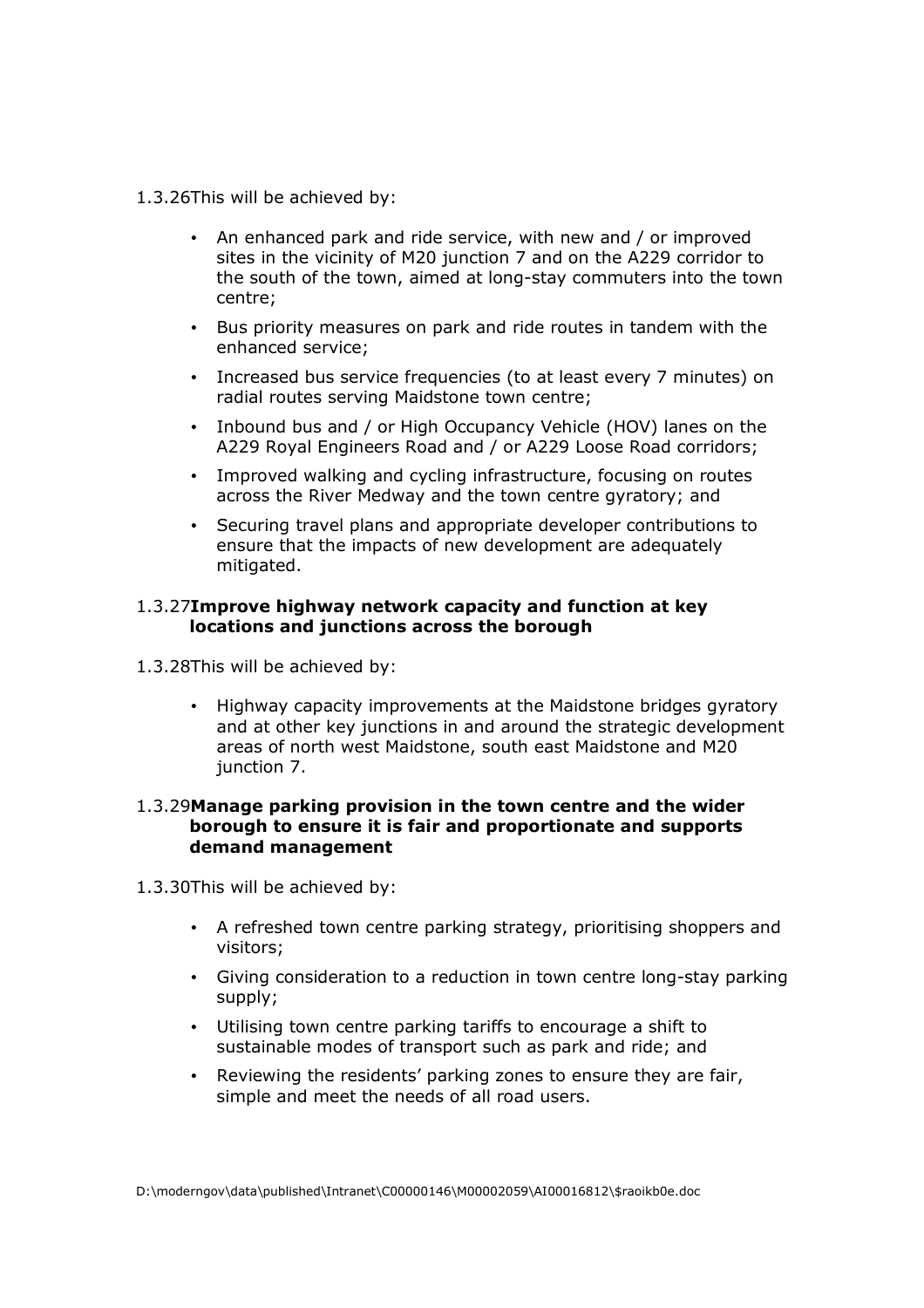1.3.26 This will be achieved by:

- An enhanced park and ride service, with new and / or improved sites in the vicinity of M20 junction 7 and on the A229 corridor to the south of the town, aimed at long-stay commuters into the town centre;
- Bus priority measures on park and ride routes in tandem with the enhanced service;
- Increased bus service frequencies (to at least every 7 minutes) on radial routes serving Maidstone town centre;
- Inbound bus and / or High Occupancy Vehicle (HOV) lanes on the A229 Royal Engineers Road and / or A229 Loose Road corridors;
- Improved walking and cycling infrastructure, focusing on routes across the River Medway and the town centre gyratory; and
- Securing travel plans and appropriate developer contributions to ensure that the impacts of new development are adequately mitigated.

1.3.27 **Improve highway network capacity and function at key locations and junctions across the borough**

1.3.28 This will be achieved by:

- Highway capacity improvements at the Maidstone bridges gyratory and at other key junctions in and around the strategic development areas of north west Maidstone, south east Maidstone and M20 junction 7.

1.3.29 **Manage parking provision in the town centre and the wider borough to ensure it is fair and proportionate and supports demand management**

1.3.30 This will be achieved by:

- A refreshed town centre parking strategy, prioritising shoppers and visitors;
- Giving consideration to a reduction in town centre long-stay parking supply;
- Utilising town centre parking tariffs to encourage a shift to sustainable modes of transport such as park and ride; and
- Reviewing the residents' parking zones to ensure they are fair, simple and meet the needs of all road users.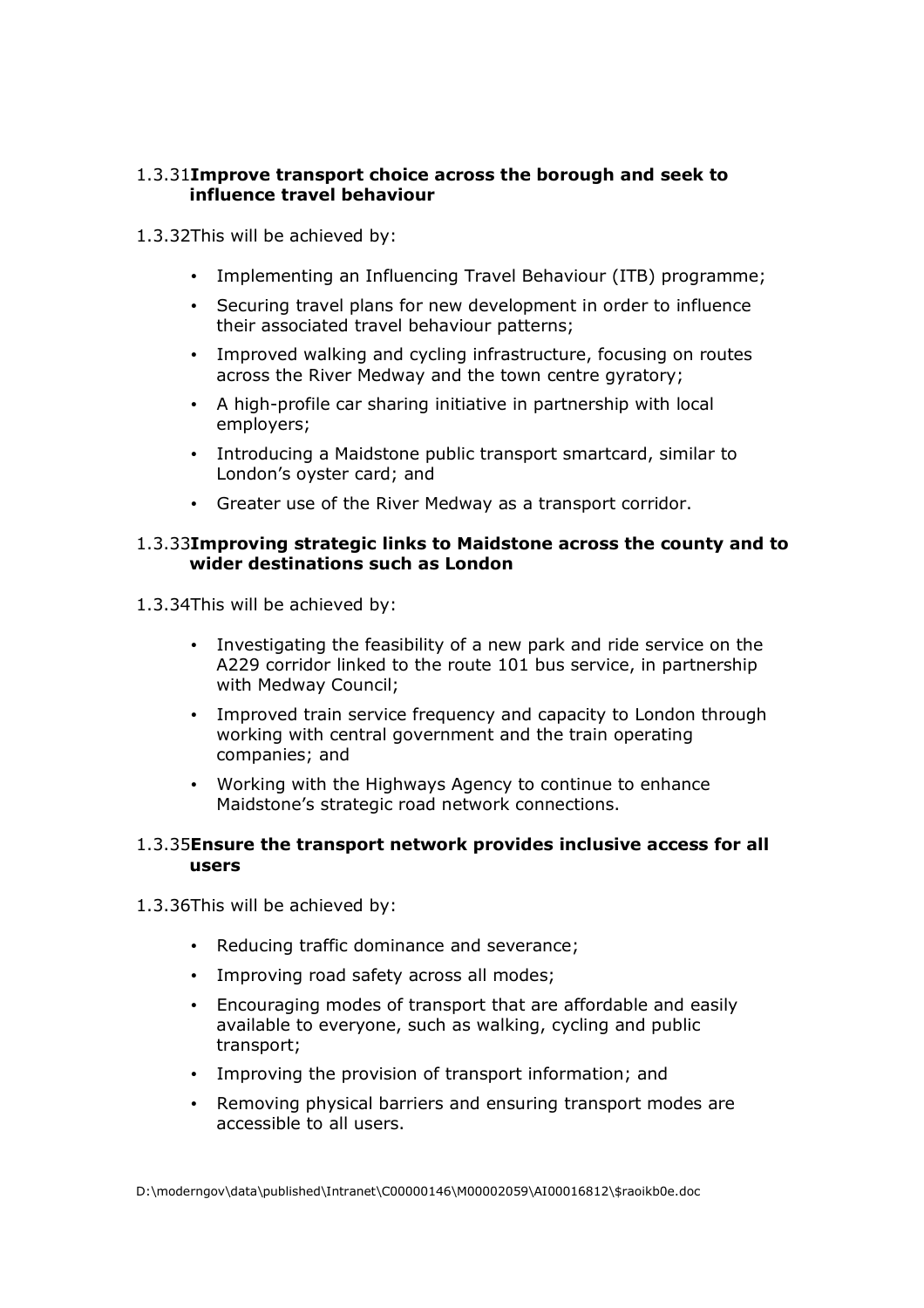1.3.31 **Improve transport choice across the borough and seek to influence travel behaviour**

1.3.32 This will be achieved by:

- Implementing an Influencing Travel Behaviour (ITB) programme;
- Securing travel plans for new development in order to influence their associated travel behaviour patterns;
- Improved walking and cycling infrastructure, focusing on routes across the River Medway and the town centre gyratory;
- A high-profile car sharing initiative in partnership with local employers;
- Introducing a Maidstone public transport smartcard, similar to London's oyster card; and
- Greater use of the River Medway as a transport corridor.

1.3.33 **Improving strategic links to Maidstone across the county and to wider destinations such as London**

1.3.34 This will be achieved by:

- Investigating the feasibility of a new park and ride service on the A229 corridor linked to the route 101 bus service, in partnership with Medway Council;
- Improved train service frequency and capacity to London through working with central government and the train operating companies; and
- Working with the Highways Agency to continue to enhance Maidstone's strategic road network connections.

1.3.35 **Ensure the transport network provides inclusive access for all users**

1.3.36 This will be achieved by:

- Reducing traffic dominance and severance;
- Improving road safety across all modes;
- Encouraging modes of transport that are affordable and easily available to everyone, such as walking, cycling and public transport;
- Improving the provision of transport information; and
- Removing physical barriers and ensuring transport modes are accessible to all users.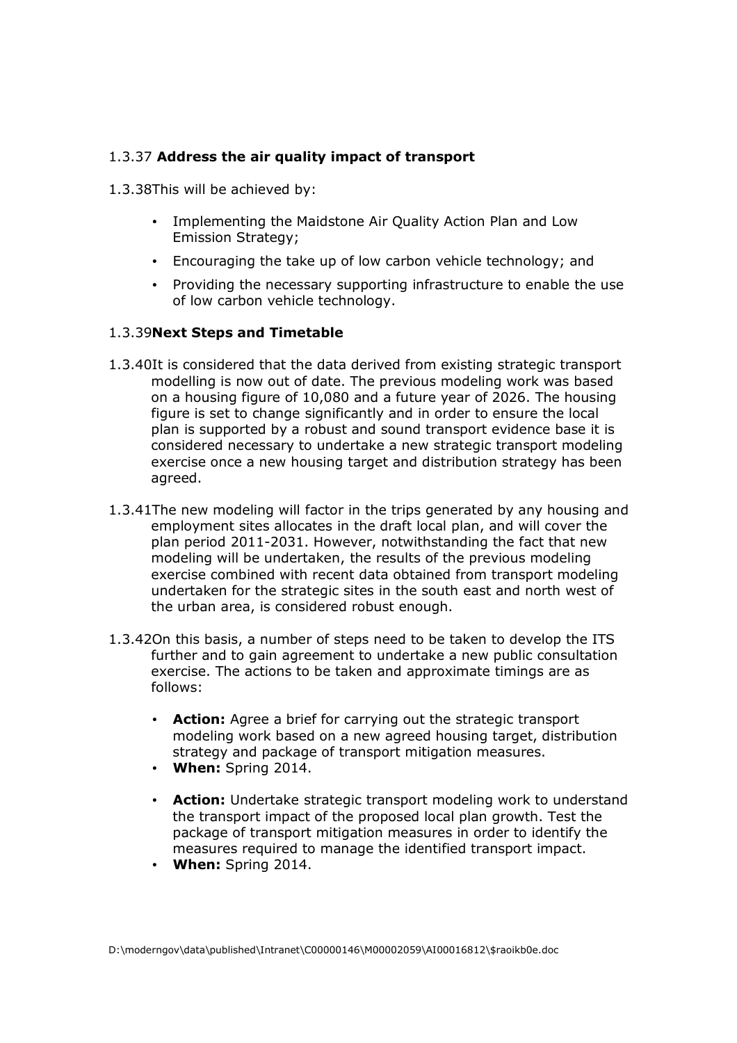1.3.37 **Address the air quality impact of transport**

1.3.38This will be achieved by:

- Implementing the Maidstone Air Quality Action Plan and Low Emission Strategy;
- Encouraging the take up of low carbon vehicle technology; and
- Providing the necessary supporting infrastructure to enable the use of low carbon vehicle technology.

1.3.39**Next Steps and Timetable**

1.3.40It is considered that the data derived from existing strategic transport modelling is now out of date. The previous modeling work was based on a housing figure of 10,080 and a future year of 2026. The housing figure is set to change significantly and in order to ensure the local plan is supported by a robust and sound transport evidence base it is considered necessary to undertake a new strategic transport modeling exercise once a new housing target and distribution strategy has been agreed.

1.3.41The new modeling will factor in the trips generated by any housing and employment sites allocates in the draft local plan, and will cover the plan period 2011-2031. However, notwithstanding the fact that new modeling will be undertaken, the results of the previous modeling exercise combined with recent data obtained from transport modeling undertaken for the strategic sites in the south east and north west of the urban area, is considered robust enough.

1.3.42On this basis, a number of steps need to be taken to develop the ITS further and to gain agreement to undertake a new public consultation exercise. The actions to be taken and approximate timings are as follows:

- **Action:** Agree a brief for carrying out the strategic transport modeling work based on a new agreed housing target, distribution strategy and package of transport mitigation measures.
- **When:** Spring 2014.

- **Action:** Undertake strategic transport modeling work to understand the transport impact of the proposed local plan growth. Test the package of transport mitigation measures in order to identify the measures required to manage the identified transport impact.
- **When:** Spring 2014.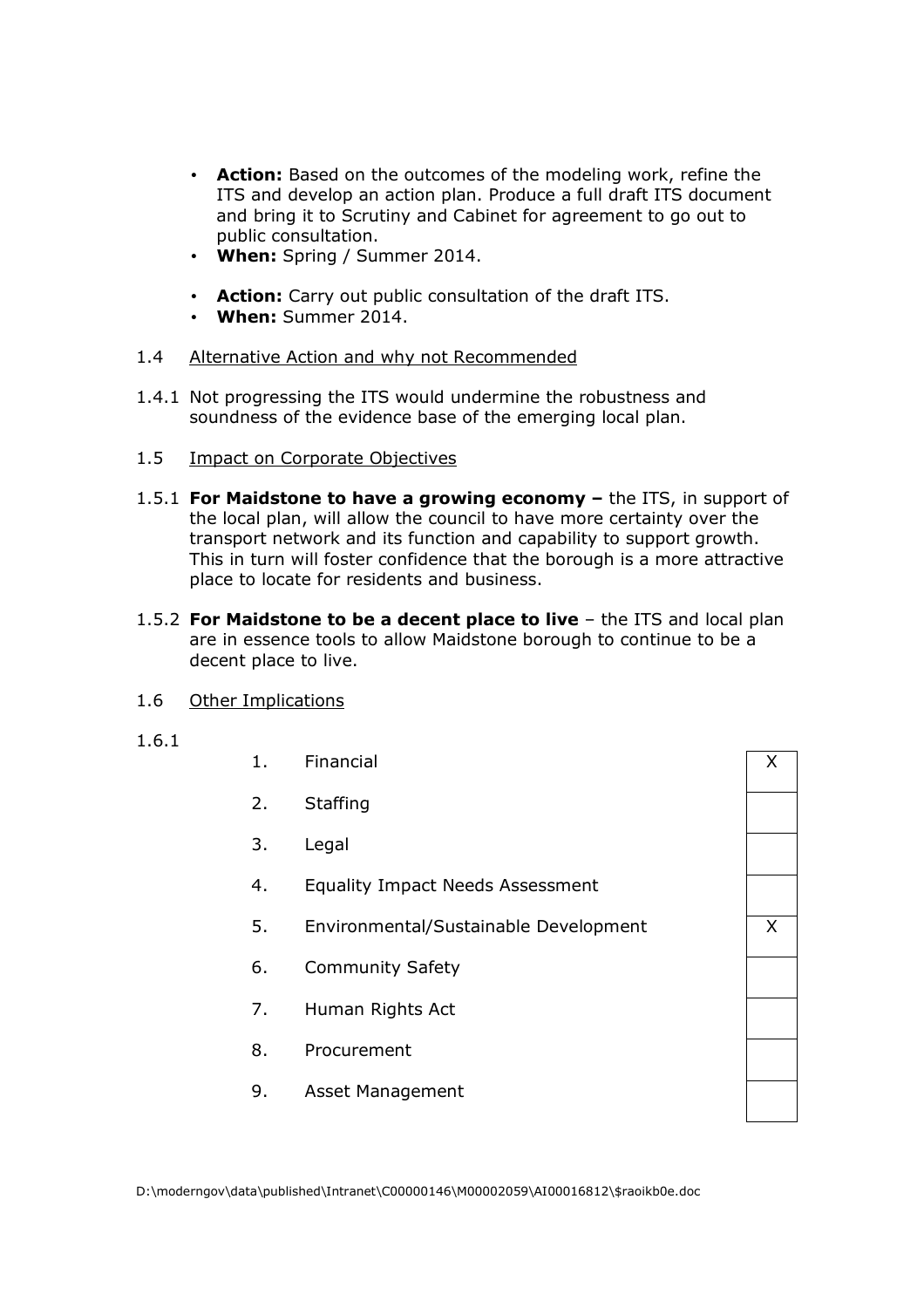- **Action:** Based on the outcomes of the modeling work, refine the ITS and develop an action plan. Produce a full draft ITS document and bring it to Scrutiny and Cabinet for agreement to go out to public consultation.
- **When:** Spring / Summer 2014.

- **Action:** Carry out public consultation of the draft ITS.
- **When:** Summer 2014.

1.4 Alternative Action and why not Recommended

1.4.1 Not progressing the ITS would undermine the robustness and soundness of the evidence base of the emerging local plan.

1.5 Impact on Corporate Objectives

1.5.1 **For Maidstone to have a growing economy –** the ITS, in support of the local plan, will allow the council to have more certainty over the transport network and its function and capability to support growth. This in turn will foster confidence that the borough is a more attractive place to locate for residents and business.

1.5.2 **For Maidstone to be a decent place to live** – the ITS and local plan are in essence tools to allow Maidstone borough to continue to be a decent place to live.

1.6 Other Implications

1.6.1

| | | |
|---|---|---|
| 1. | Financial | X |
| 2. | Staffing | |
| 3. | Legal | |
| 4. | Equality Impact Needs Assessment | |
| 5. | Environmental/Sustainable Development | X |
| 6. | Community Safety | |
| 7. | Human Rights Act | |
| 8. | Procurement | |
| 9. | Asset Management | |

D:\moderngov\data\published\Intranet\C00000146\M00002059\AI00016812\$raoikb0e.doc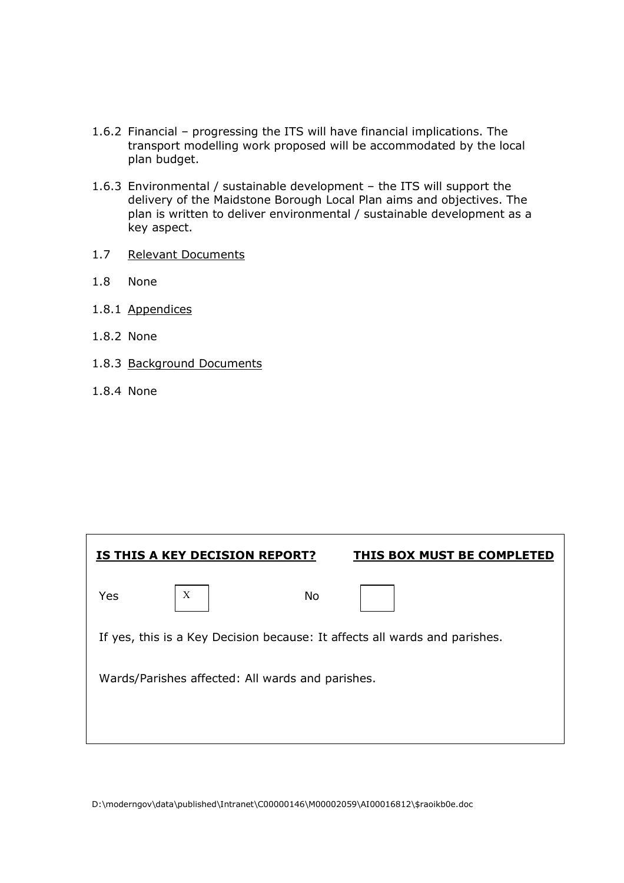1.6.2 Financial – progressing the ITS will have financial implications. The transport modelling work proposed will be accommodated by the local plan budget.

1.6.3 Environmental / sustainable development – the ITS will support the delivery of the Maidstone Borough Local Plan aims and objectives. The plan is written to deliver environmental / sustainable development as a key aspect.

1.7 Relevant Documents

1.8 None

1.8.1 Appendices

1.8.2 None

1.8.3 Background Documents

1.8.4 None

**IS THIS A KEY DECISION REPORT?** **THIS BOX MUST BE COMPLETED**

Yes [X] No [ ]

If yes, this is a Key Decision because: It affects all wards and parishes.

Wards/Parishes affected: All wards and parishes.

D:\moderngov\data\published\Intranet\C00000146\M00002059\AI00016812\$raoikb0e.doc